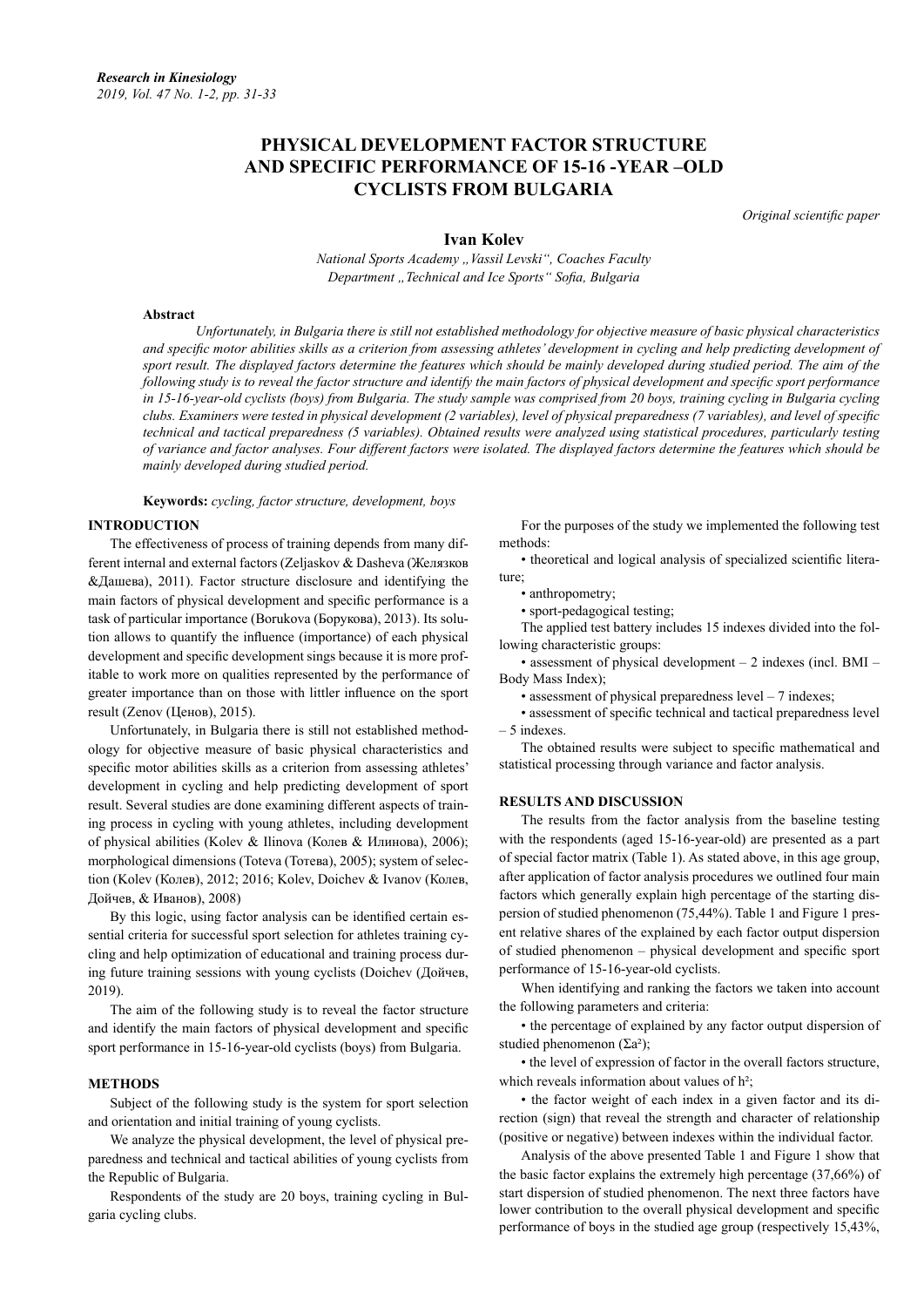# PHYSICAL DEVELOPMENT FACTOR STRUCTURE AND SPECIFIC PERFORMANCE OF 15-16 -YEAR –OLD CYCLISTS FROM BULGARIA

*Original scientific paper*

**Ivan Kolev**

*National Sports Academy „Vassil Levski", Coaches Faculty*
*Department „Technical and Ice Sports" Sofia, Bulgaria*

**Abstract**

*Unfortunately, in Bulgaria there is still not established methodology for objective measure of basic physical characteristics and specific motor abilities skills as a criterion from assessing athletes' development in cycling and help predicting development of sport result. The displayed factors determine the features which should be mainly developed during studied period. The aim of the following study is to reveal the factor structure and identify the main factors of physical development and specific sport performance in 15-16-year-old cyclists (boys) from Bulgaria. The study sample was comprised from 20 boys, training cycling in Bulgaria cycling clubs. Examiners were tested in physical development (2 variables), level of physical preparedness (7 variables), and level of specific technical and tactical preparedness (5 variables). Obtained results were analyzed using statistical procedures, particularly testing of variance and factor analyses. Four different factors were isolated. The displayed factors determine the features which should be mainly developed during studied period.*

**Keywords:** *cycling, factor structure, development, boys*

## INTRODUCTION

The effectiveness of process of training depends from many different internal and external factors (Zeljaskov & Dasheva (Желязков &Дашева), 2011). Factor structure disclosure and identifying the main factors of physical development and specific performance is a task of particular importance (Borukova (Борукова), 2013). Its solution allows to quantify the influence (importance) of each physical development and specific development sings because it is more profitable to work more on qualities represented by the performance of greater importance than on those with littler influence on the sport result (Zenov (Ценов), 2015).

Unfortunately, in Bulgaria there is still not established methodology for objective measure of basic physical characteristics and specific motor abilities skills as a criterion from assessing athletes' development in cycling and help predicting development of sport result. Several studies are done examining different aspects of training process in cycling with young athletes, including development of physical abilities (Kolev & Ilinova (Колев & Илинова), 2006); morphological dimensions (Toteva (Тотева), 2005); system of selection (Kolev (Колев), 2012; 2016; Kolev, Doichev & Ivanov (Колев, Дойчев, & Иванов), 2008)

By this logic, using factor analysis can be identified certain essential criteria for successful sport selection for athletes training cycling and help optimization of educational and training process during future training sessions with young cyclists (Doichev (Дойчев, 2019).

The aim of the following study is to reveal the factor structure and identify the main factors of physical development and specific sport performance in 15-16-year-old cyclists (boys) from Bulgaria.

## METHODS

Subject of the following study is the system for sport selection and orientation and initial training of young cyclists.

We analyze the physical development, the level of physical preparedness and technical and tactical abilities of young cyclists from the Republic of Bulgaria.

Respondents of the study are 20 boys, training cycling in Bulgaria cycling clubs.

For the purposes of the study we implemented the following test methods:

- theoretical and logical analysis of specialized scientific literature;
- anthropometry;
- sport-pedagogical testing;

The applied test battery includes 15 indexes divided into the following characteristic groups:

- assessment of physical development – 2 indexes (incl. BMI – Body Mass Index);
- assessment of physical preparedness level – 7 indexes;
- assessment of specific technical and tactical preparedness level – 5 indexes.

The obtained results were subject to specific mathematical and statistical processing through variance and factor analysis.

## RESULTS AND DISCUSSION

The results from the factor analysis from the baseline testing with the respondents (aged 15-16-year-old) are presented as a part of special factor matrix (Table 1). As stated above, in this age group, after application of factor analysis procedures we outlined four main factors which generally explain high percentage of the starting dispersion of studied phenomenon (75,44%). Table 1 and Figure 1 present relative shares of the explained by each factor output dispersion of studied phenomenon – physical development and specific sport performance of 15-16-year-old cyclists.

When identifying and ranking the factors we taken into account the following parameters and criteria:

- the percentage of explained by any factor output dispersion of studied phenomenon ($\Sigma a^2$);
- the level of expression of factor in the overall factors structure, which reveals information about values of $h^2$;
- the factor weight of each index in a given factor and its direction (sign) that reveal the strength and character of relationship (positive or negative) between indexes within the individual factor.

Analysis of the above presented Table 1 and Figure 1 show that the basic factor explains the extremely high percentage (37,66%) of start dispersion of studied phenomenon. The next three factors have lower contribution to the overall physical development and specific performance of boys in the studied age group (respectively 15,43%,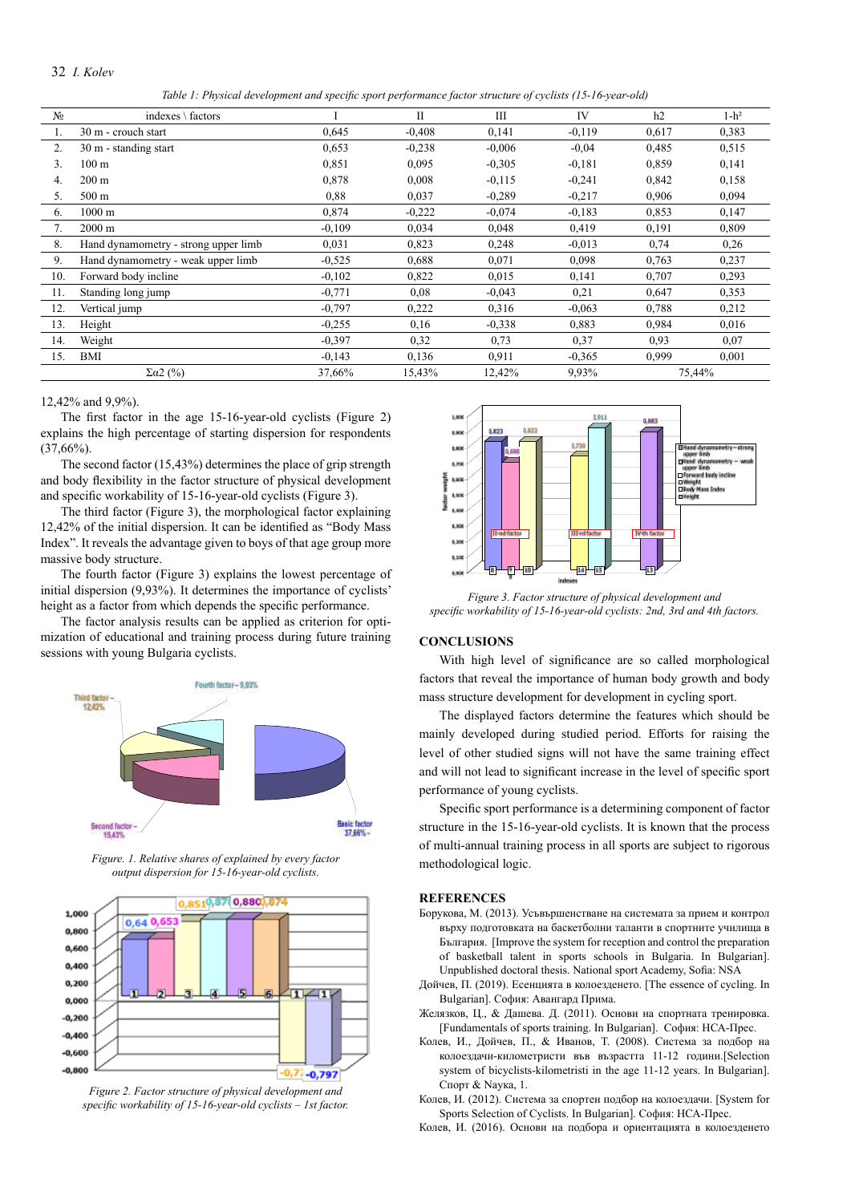*Table 1: Physical development and specific sport performance factor structure of cyclists (15-16-year-old)*

| № | indexes \ factors | I | II | III | IV | h2 | 1-h² |
|---|---|---|---|---|---|---|---|
| 1. | 30 m - crouch start | 0,645 | -0,408 | 0,141 | -0,119 | 0,617 | 0,383 |
| 2. | 30 m - standing start | 0,653 | -0,238 | -0,006 | -0,04 | 0,485 | 0,515 |
| 3. | 100 m | 0,851 | 0,095 | -0,305 | -0,181 | 0,859 | 0,141 |
| 4. | 200 m | 0,878 | 0,008 | -0,115 | -0,241 | 0,842 | 0,158 |
| 5. | 500 m | 0,88 | 0,037 | -0,289 | -0,217 | 0,906 | 0,094 |
| 6. | 1000 m | 0,874 | -0,222 | -0,074 | -0,183 | 0,853 | 0,147 |
| 7. | 2000 m | -0,109 | 0,034 | 0,048 | 0,419 | 0,191 | 0,809 |
| 8. | Hand dynamometry - strong upper limb | 0,031 | 0,823 | 0,248 | -0,013 | 0,74 | 0,26 |
| 9. | Hand dynamometry - weak upper limb | -0,525 | 0,688 | 0,071 | 0,098 | 0,763 | 0,237 |
| 10. | Forward body incline | -0,102 | 0,822 | 0,015 | 0,141 | 0,707 | 0,293 |
| 11. | Standing long jump | -0,771 | 0,08 | -0,043 | 0,21 | 0,647 | 0,353 |
| 12. | Vertical jump | -0,797 | 0,222 | 0,316 | -0,063 | 0,788 | 0,212 |
| 13. | Height | -0,255 | 0,16 | -0,338 | 0,883 | 0,984 | 0,016 |
| 14. | Weight | -0,397 | 0,32 | 0,73 | 0,37 | 0,93 | 0,07 |
| 15. | BMI | -0,143 | 0,136 | 0,911 | -0,365 | 0,999 | 0,001 |
| | Σα2 (%) | 37,66% | 15,43% | 12,42% | 9,93% | 75,44% | |

12,42% and 9,9%).

The first factor in the age 15-16-year-old cyclists (Figure 2) explains the high percentage of starting dispersion for respondents (37,66%).

The second factor (15,43%) determines the place of grip strength and body flexibility in the factor structure of physical development and specific workability of 15-16-year-old cyclists (Figure 3).

The third factor (Figure 3), the morphological factor explaining 12,42% of the initial dispersion. It can be identified as "Body Mass Index". It reveals the advantage given to boys of that age group more massive body structure.

The fourth factor (Figure 3) explains the lowest percentage of initial dispersion (9,93%). It determines the importance of cyclists' height as a factor from which depends the specific performance.

The factor analysis results can be applied as criterion for optimization of educational and training process during future training sessions with young Bulgaria cyclists.

*Figure. 1. Relative shares of explained by every factor output dispersion for 15-16-year-old cyclists.*

*Figure 2. Factor structure of physical development and specific workability of 15-16-year-old cyclists – 1st factor.*

*Figure 3. Factor structure of physical development and specific workability of 15-16-year-old cyclists: 2nd, 3rd and 4th factors.*

## CONCLUSIONS

With high level of significance are so called morphological factors that reveal the importance of human body growth and body mass structure development for development in cycling sport.

The displayed factors determine the features which should be mainly developed during studied period. Efforts for raising the level of other studied signs will not have the same training effect and will not lead to significant increase in the level of specific sport performance of young cyclists.

Specific sport performance is a determining component of factor structure in the 15-16-year-old cyclists. It is known that the process of multi-annual training process in all sports are subject to rigorous methodological logic.

## REFERENCES

Борукова, М. (2013). Усъвършенстване на системата за прием и контрол върху подготовката на баскетболни таланти в спортните училища в България. [Improve the system for reception and control the preparation of basketball talent in sports schools in Bulgaria. In Bulgarian]. Unpublished doctoral thesis. National sport Academy, Sofia: NSA

Дойчев, П. (2019). Есенцията в колоезденето. [The essence of cycling. In Bulgarian]. София: Авангард Прима.

Желязков, Ц., & Дашева. Д. (2011). Основи на спортната тренировка. [Fundamentals of sports training. In Bulgarian]. София: НСА-Прес.

Колев, И., Дойчев, П., & Иванов, Т. (2008). Система за подбор на колоездачи-километристи във възрастта 11-12 години.[Selection system of bicyclists-kilometristi in the age 11-12 years. In Bulgarian]. Спорт & Наука, 1.

Колев, И. (2012). Система за спортен подбор на колоездачи. [System for Sports Selection of Cyclists. In Bulgarian]. София: НСА-Прес.

Колев, И. (2016). Основи на подбора и ориентацията в колоезденето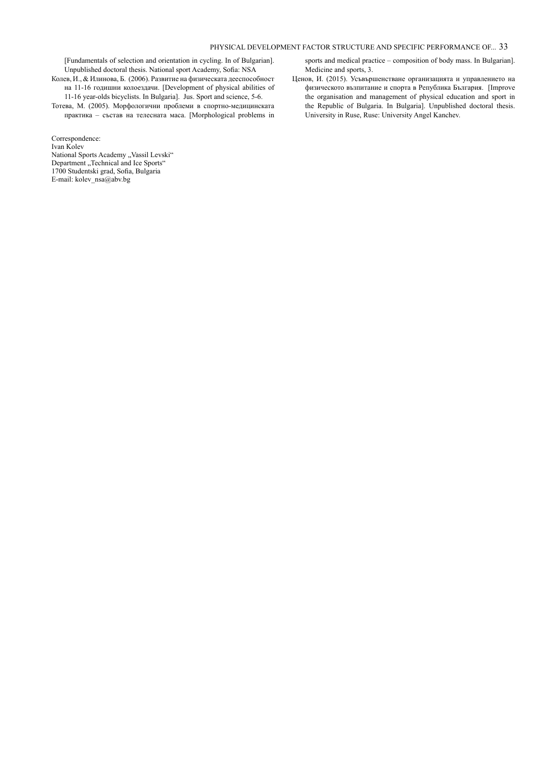[Fundamentals of selection and orientation in cycling. In of Bulgarian]. Unpublished doctoral thesis. National sport Academy, Sofia: NSA

Колев, И., & Илинова, Б. (2006). Развитие на физическата дееспособност на 11-16 годишни колоездачи. [Development of physical abilities of 11-16 year-olds bicyclists. In Bulgaria]. Jus. Sport and science, 5-6.

Тотева, М. (2005). Морфологични проблеми в спортно-медицинската практика – състав на телесната маса. [Morphological problems in sports and medical practice – composition of body mass. In Bulgarian]. Medicine and sports, 3.

Ценов, И. (2015). Усъвършенстване организацията и управлението на физическото възпитание и спорта в Република България. [Improve the organisation and management of physical education and sport in the Republic of Bulgaria. In Bulgaria]. Unpublished doctoral thesis. University in Ruse, Ruse: University Angel Kanchev.

Correspondence:
Ivan Kolev
National Sports Academy „Vassil Levski"
Department „Technical and Ice Sports"
1700 Studentski grad, Sofia, Bulgaria
E-mail: kolev_nsa@abv.bg